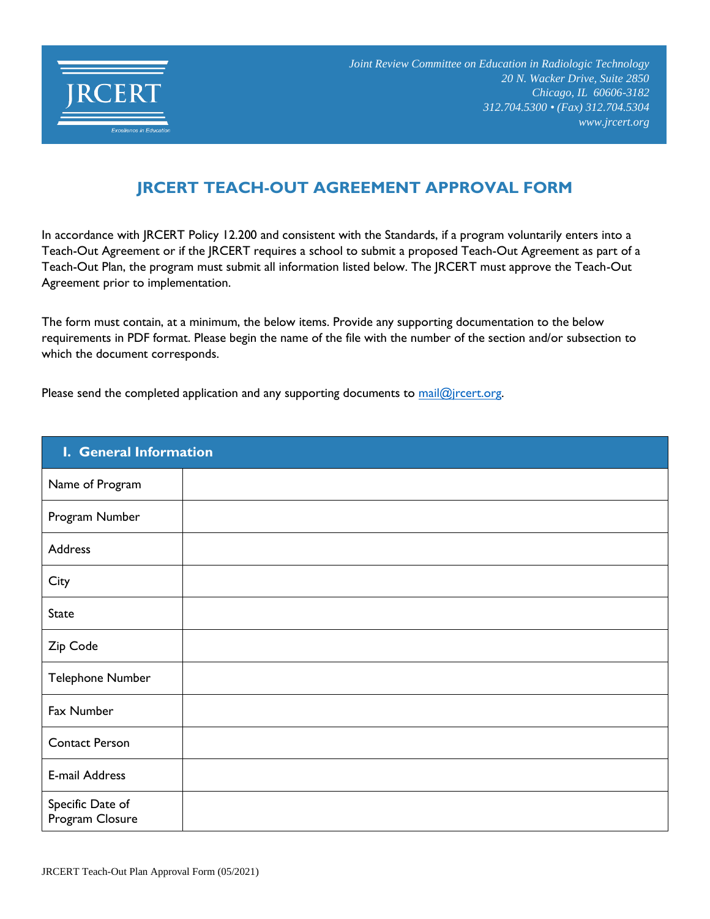JRCERT

Excellence in Education

*Joint Review Committee on Education in Radiologic Technology*
*20 N. Wacker Drive, Suite 2850*
*Chicago, IL 60606-3182*
*312.704.5300 • (Fax) 312.704.5304*
*www.jrcert.org*

# JRCERT TEACH-OUT AGREEMENT APPROVAL FORM

In accordance with JRCERT Policy 12.200 and consistent with the Standards, if a program voluntarily enters into a Teach-Out Agreement or if the JRCERT requires a school to submit a proposed Teach-Out Agreement as part of a Teach-Out Plan, the program must submit all information listed below. The JRCERT must approve the Teach-Out Agreement prior to implementation.

The form must contain, at a minimum, the below items. Provide any supporting documentation to the below requirements in PDF format. Please begin the name of the file with the number of the section and/or subsection to which the document corresponds.

Please send the completed application and any supporting documents to mail@jrcert.org.

| I. General Information | |
|---|---|
| Name of Program | |
| Program Number | |
| Address | |
| City | |
| State | |
| Zip Code | |
| Telephone Number | |
| Fax Number | |
| Contact Person | |
| E-mail Address | |
| Specific Date of Program Closure | |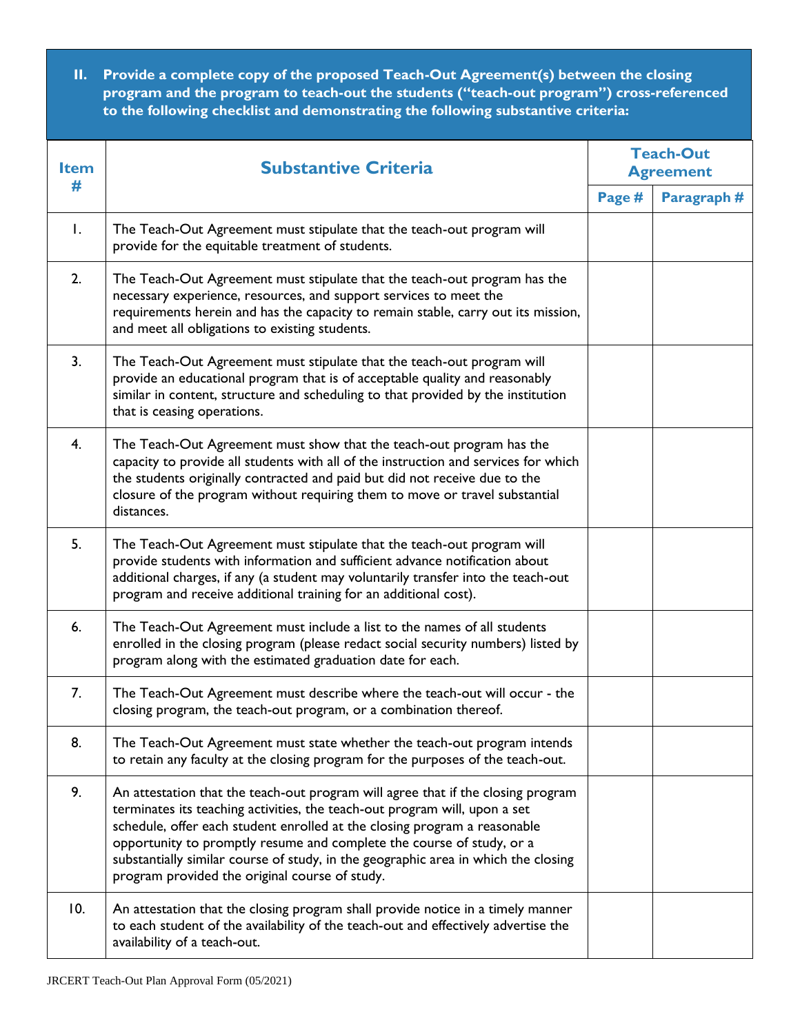**II. Provide a complete copy of the proposed Teach-Out Agreement(s) between the closing program and the program to teach-out the students ("teach-out program") cross-referenced to the following checklist and demonstrating the following substantive criteria:**

| Item # | Substantive Criteria | Teach-Out Agreement | |
|---|---|---|---|
| | | Page # | Paragraph # |
| 1. | The Teach-Out Agreement must stipulate that the teach-out program will provide for the equitable treatment of students. | | |
| 2. | The Teach-Out Agreement must stipulate that the teach-out program has the necessary experience, resources, and support services to meet the requirements herein and has the capacity to remain stable, carry out its mission, and meet all obligations to existing students. | | |
| 3. | The Teach-Out Agreement must stipulate that the teach-out program will provide an educational program that is of acceptable quality and reasonably similar in content, structure and scheduling to that provided by the institution that is ceasing operations. | | |
| 4. | The Teach-Out Agreement must show that the teach-out program has the capacity to provide all students with all of the instruction and services for which the students originally contracted and paid but did not receive due to the closure of the program without requiring them to move or travel substantial distances. | | |
| 5. | The Teach-Out Agreement must stipulate that the teach-out program will provide students with information and sufficient advance notification about additional charges, if any (a student may voluntarily transfer into the teach-out program and receive additional training for an additional cost). | | |
| 6. | The Teach-Out Agreement must include a list to the names of all students enrolled in the closing program (please redact social security numbers) listed by program along with the estimated graduation date for each. | | |
| 7. | The Teach-Out Agreement must describe where the teach-out will occur - the closing program, the teach-out program, or a combination thereof. | | |
| 8. | The Teach-Out Agreement must state whether the teach-out program intends to retain any faculty at the closing program for the purposes of the teach-out. | | |
| 9. | An attestation that the teach-out program will agree that if the closing program terminates its teaching activities, the teach-out program will, upon a set schedule, offer each student enrolled at the closing program a reasonable opportunity to promptly resume and complete the course of study, or a substantially similar course of study, in the geographic area in which the closing program provided the original course of study. | | |
| 10. | An attestation that the closing program shall provide notice in a timely manner to each student of the availability of the teach-out and effectively advertise the availability of a teach-out. | | |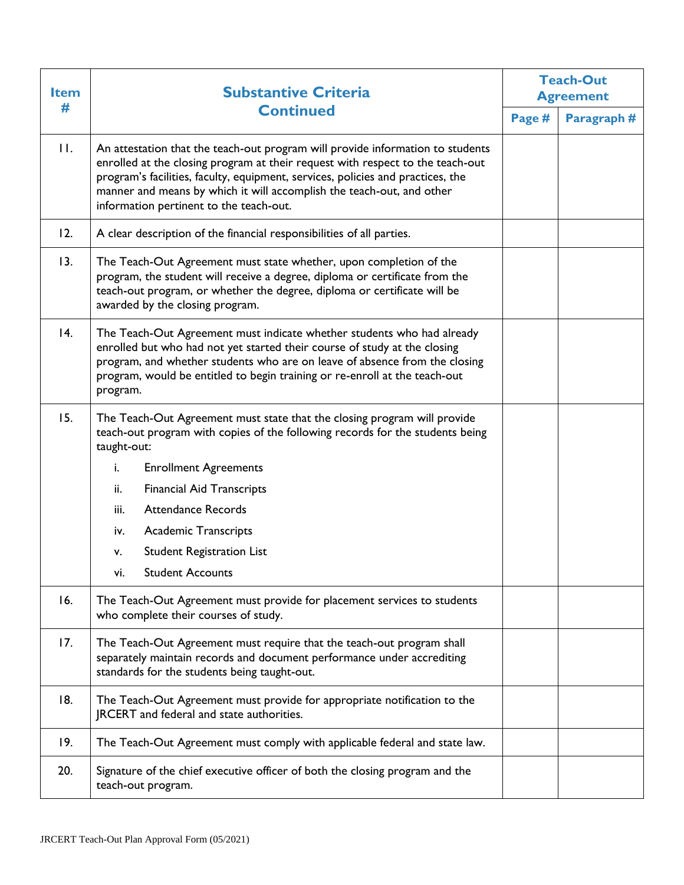| Item # | Substantive Criteria Continued | Teach-Out Agreement | |
|---|---|---|---|
| | | Page # | Paragraph # |
| 11. | An attestation that the teach-out program will provide information to students enrolled at the closing program at their request with respect to the teach-out program's facilities, faculty, equipment, services, policies and practices, the manner and means by which it will accomplish the teach-out, and other information pertinent to the teach-out. | | |
| 12. | A clear description of the financial responsibilities of all parties. | | |
| 13. | The Teach-Out Agreement must state whether, upon completion of the program, the student will receive a degree, diploma or certificate from the teach-out program, or whether the degree, diploma or certificate will be awarded by the closing program. | | |
| 14. | The Teach-Out Agreement must indicate whether students who had already enrolled but who had not yet started their course of study at the closing program, and whether students who are on leave of absence from the closing program, would be entitled to begin training or re-enroll at the teach-out program. | | |
| 15. | The Teach-Out Agreement must state that the closing program will provide teach-out program with copies of the following records for the students being taught-out:<br>i. Enrollment Agreements<br>ii. Financial Aid Transcripts<br>iii. Attendance Records<br>iv. Academic Transcripts<br>v. Student Registration List<br>vi. Student Accounts | | |
| 16. | The Teach-Out Agreement must provide for placement services to students who complete their courses of study. | | |
| 17. | The Teach-Out Agreement must require that the teach-out program shall separately maintain records and document performance under accrediting standards for the students being taught-out. | | |
| 18. | The Teach-Out Agreement must provide for appropriate notification to the JRCERT and federal and state authorities. | | |
| 19. | The Teach-Out Agreement must comply with applicable federal and state law. | | |
| 20. | Signature of the chief executive officer of both the closing program and the teach-out program. | | |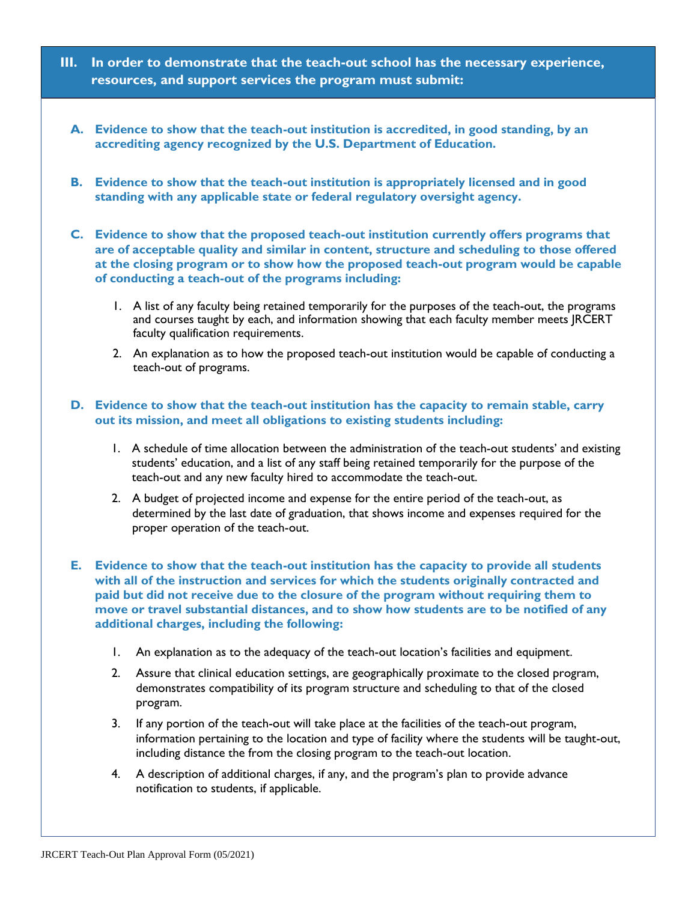## III. In order to demonstrate that the teach-out school has the necessary experience, resources, and support services the program must submit:

**A. Evidence to show that the teach-out institution is accredited, in good standing, by an accrediting agency recognized by the U.S. Department of Education.**

**B. Evidence to show that the teach-out institution is appropriately licensed and in good standing with any applicable state or federal regulatory oversight agency.**

**C. Evidence to show that the proposed teach-out institution currently offers programs that are of acceptable quality and similar in content, structure and scheduling to those offered at the closing program or to show how the proposed teach-out program would be capable of conducting a teach-out of the programs including:**

1. A list of any faculty being retained temporarily for the purposes of the teach-out, the programs and courses taught by each, and information showing that each faculty member meets JRCERT faculty qualification requirements.
2. An explanation as to how the proposed teach-out institution would be capable of conducting a teach-out of programs.

**D. Evidence to show that the teach-out institution has the capacity to remain stable, carry out its mission, and meet all obligations to existing students including:**

1. A schedule of time allocation between the administration of the teach-out students' and existing students' education, and a list of any staff being retained temporarily for the purpose of the teach-out and any new faculty hired to accommodate the teach-out.
2. A budget of projected income and expense for the entire period of the teach-out, as determined by the last date of graduation, that shows income and expenses required for the proper operation of the teach-out.

**E. Evidence to show that the teach-out institution has the capacity to provide all students with all of the instruction and services for which the students originally contracted and paid but did not receive due to the closure of the program without requiring them to move or travel substantial distances, and to show how students are to be notified of any additional charges, including the following:**

1. An explanation as to the adequacy of the teach-out location's facilities and equipment.
2. Assure that clinical education settings, are geographically proximate to the closed program, demonstrates compatibility of its program structure and scheduling to that of the closed program.
3. If any portion of the teach-out will take place at the facilities of the teach-out program, information pertaining to the location and type of facility where the students will be taught-out, including distance the from the closing program to the teach-out location.
4. A description of additional charges, if any, and the program's plan to provide advance notification to students, if applicable.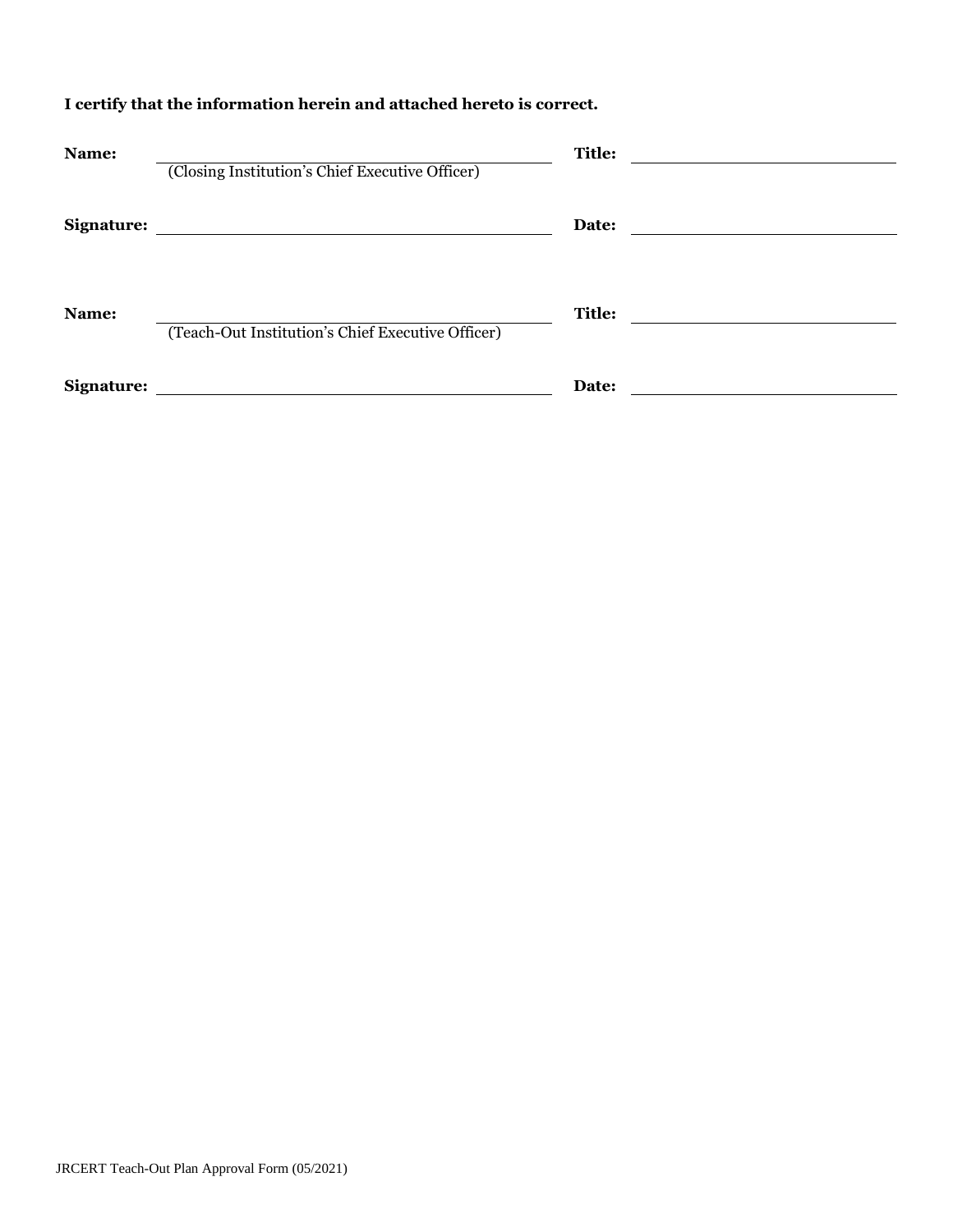**I certify that the information herein and attached hereto is correct.**

**Name:** ______________________________ **Title:** ______________________________
(Closing Institution's Chief Executive Officer)

**Signature:** ______________________________ **Date:** ______________________________

**Name:** ______________________________ **Title:** ______________________________
(Teach-Out Institution's Chief Executive Officer)

**Signature:** ______________________________ **Date:** ______________________________